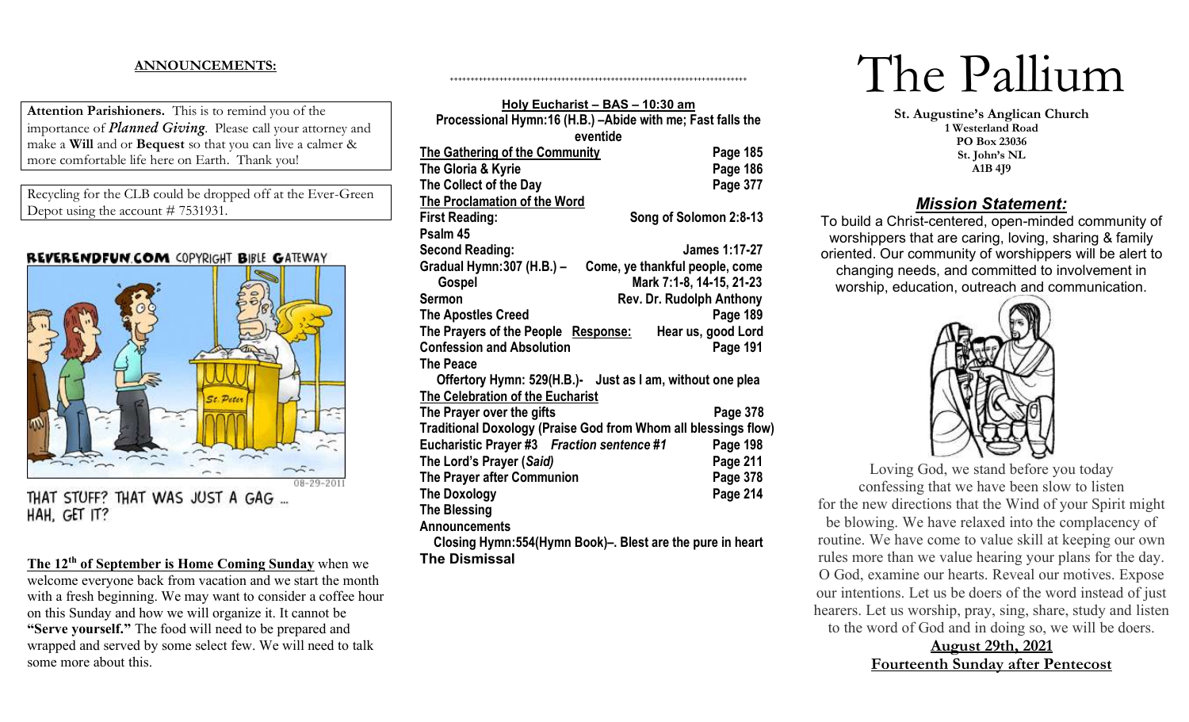## ANNOUNCEMENTS:

**Attention Parishioners.** This is to remind you of the importance of *Planned Giving*. Please call your attorney and make a **Will** and or **Bequest** so that you can live a calmer & more comfortable life here on Earth. Thank you!

Recycling for the CLB could be dropped off at the Ever-Green Depot using the account # 7531931.

REVERENDFUN.COM COPYRIGHT BIBLE GATEWAY

THAT STUFF? THAT WAS JUST A GAG ... HAH, GET IT?

**The 12th of September is Home Coming Sunday** when we welcome everyone back from vacation and we start the month with a fresh beginning. We may want to consider a coffee hour on this Sunday and how we will organize it. It cannot be **"Serve yourself."** The food will need to be prepared and wrapped and served by some select few. We will need to talk some more about this.

++++++++++++++++++++++++++++++++++++++++++++++++++++++++++++++++++++++++

**Holy Eucharist – BAS – 10:30 am**

**Processional Hymn:16 (H.B.) –Abide with me; Fast falls the eventide**

**The Gathering of the Community** — **Page 185**
**The Gloria & Kyrie** — **Page 186**
**The Collect of the Day** — **Page 377**

**The Proclamation of the Word**
**First Reading:** — **Song of Solomon 2:8-13**
**Psalm 45**
**Second Reading:** — **James 1:17-27**
**Gradual Hymn:307 (H.B.) –** — **Come, ye thankful people, come**
**Gospel** — **Mark 7:1-8, 14-15, 21-23**
**Sermon** — **Rev. Dr. Rudolph Anthony**
**The Apostles Creed** — **Page 189**
**The Prayers of the People** **Response:** — **Hear us, good Lord**
**Confession and Absolution** — **Page 191**
**The Peace**
**Offertory Hymn: 529(H.B.)- Just as I am, without one plea**

**The Celebration of the Eucharist**
**The Prayer over the gifts** — **Page 378**
**Traditional Doxology (Praise God from Whom all blessings flow)**
**Eucharistic Prayer #3** ***Fraction sentence #1*** — **Page 198**
**The Lord's Prayer (*Said*)** — **Page 211**
**The Prayer after Communion** — **Page 378**
**The Doxology** — **Page 214**
**The Blessing**
**Announcements**
**Closing Hymn:554(Hymn Book)–. Blest are the pure in heart**
**The Dismissal**

# The Pallium

**St. Augustine's Anglican Church**
**1 Westerland Road**
**PO Box 23036**
**St. John's NL**
**A1B 4J9**

## *Mission Statement:*

To build a Christ-centered, open-minded community of worshippers that are caring, loving, sharing & family oriented. Our community of worshippers will be alert to changing needs, and committed to involvement in worship, education, outreach and communication.

Loving God, we stand before you today confessing that we have been slow to listen for the new directions that the Wind of your Spirit might be blowing. We have relaxed into the complacency of routine. We have come to value skill at keeping our own rules more than we value hearing your plans for the day. O God, examine our hearts. Reveal our motives. Expose our intentions. Let us be doers of the word instead of just hearers. Let us worship, pray, sing, share, study and listen to the word of God and in doing so, we will be doers.

**August 29th, 2021**
**Fourteenth Sunday after Pentecost**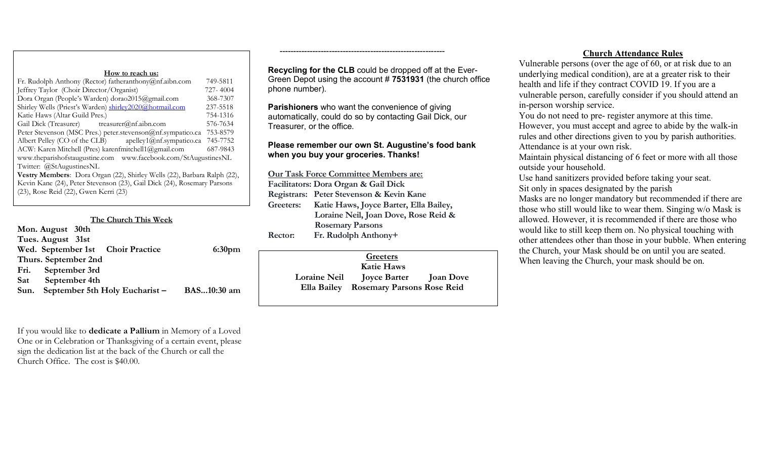## How to reach us:

| | |
|---|---|
| Fr. Rudolph Anthony (Rector) fatheranthony@nf.aibn.com | 749-5811 |
| Jeffrey Taylor (Choir Director/Organist) | 727- 4004 |
| Dora Organ (People's Warden) dorao2015@gmail.com | 368-7307 |
| Shirley Wells (Priest's Warden) shirley2020@hotmail.com | 237-5518 |
| Katie Haws (Altar Guild Pres.) | 754-1316 |
| Gail Dick (Treasurer) treasurer@nf.aibn.com | 576-7634 |
| Peter Stevenson (MSC Pres.) peter.stevenson@nf.sympatico.ca | 753-8579 |
| Albert Pelley (CO of the CLB) apelley1@nf.sympatico.ca | 745-7752 |
| ACW: Karen Mitchell (Pres) karenfmitchell1@gmail.com | 687-9843 |

www.theparishofstaugustine.com www.facebook.com/StAugustinesNL

Twitter: @StAugustinesNL

**Vestry Members**: Dora Organ (22), Shirley Wells (22), Barbara Ralph (22), Kevin Kane (24), Peter Stevenson (23), Gail Dick (24), Rosemary Parsons (23), Rose Reid (22), Gwen Kerri (23)

## The Church This Week

**Mon. August 30th**

**Tues. August 31st**

**Wed. September 1st Choir Practice 6:30pm**

**Thurs. September 2nd**

**Fri. September 3rd**

**Sat September 4th**

**Sun. September 5th Holy Eucharist – BAS...10:30 am**

If you would like to **dedicate a Pallium** in Memory of a Loved One or in Celebration or Thanksgiving of a certain event, please sign the dedication list at the back of the Church or call the Church Office. The cost is $40.00.

---

**Recycling for the CLB** could be dropped off at the Ever-Green Depot using the account # **7531931** (the church office phone number).

**Parishioners** who want the convenience of giving automatically, could do so by contacting Gail Dick, our Treasurer, or the office.

**Please remember our own St. Augustine's food bank when you buy your groceries. Thanks!**

**Our Task Force Committee Members are:**

**Facilitators: Dora Organ & Gail Dick**

**Registrars: Peter Stevenson & Kevin Kane**

**Greeters: Katie Haws, Joyce Barter, Ella Bailey, Loraine Neil, Joan Dove, Rose Reid & Rosemary Parsons**

**Rector: Fr. Rudolph Anthony+**

**Greeters**

**Katie Haws**

**Loraine Neil Joyce Barter Joan Dove**

**Ella Bailey Rosemary Parsons Rose Reid**

## Church Attendance Rules

Vulnerable persons (over the age of 60, or at risk due to an underlying medical condition), are at a greater risk to their health and life if they contract COVID 19. If you are a vulnerable person, carefully consider if you should attend an in-person worship service.

You do not need to pre- register anymore at this time. However, you must accept and agree to abide by the walk-in rules and other directions given to you by parish authorities. Attendance is at your own risk.

Maintain physical distancing of 6 feet or more with all those outside your household.

Use hand sanitizers provided before taking your seat.

Sit only in spaces designated by the parish

Masks are no longer mandatory but recommended if there are those who still would like to wear them. Singing w/o Mask is allowed. However, it is recommended if there are those who would like to still keep them on. No physical touching with other attendees other than those in your bubble. When entering the Church, your Mask should be on until you are seated. When leaving the Church, your mask should be on.